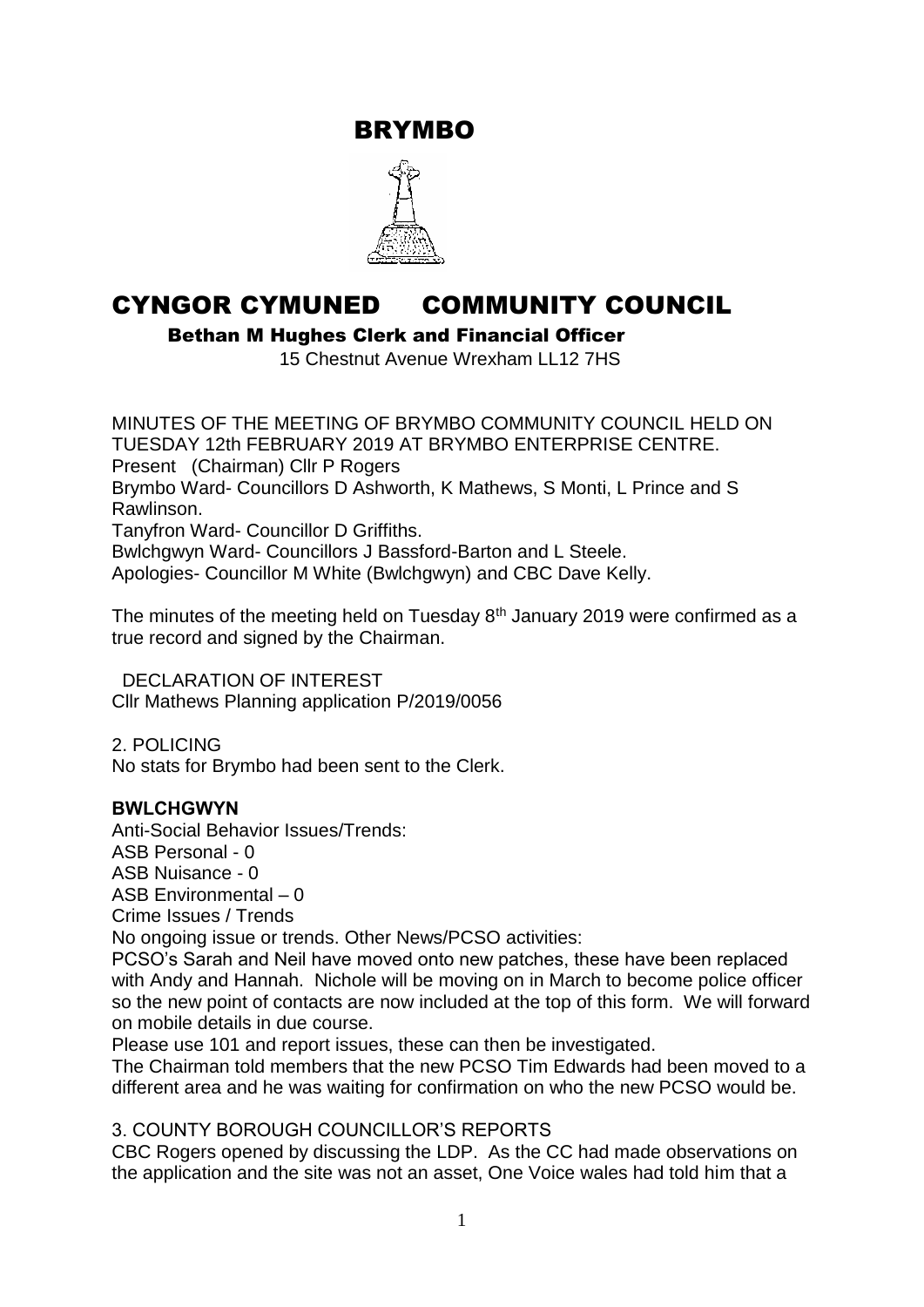# BRYMBO

# CYNGOR CYMUNED COMMUNITY COUNCIL

**Bethan M Hughes Clerk and Financial Officer**

15 Chestnut Avenue Wrexham LL12 7HS

MINUTES OF THE MEETING OF BRYMBO COMMUNITY COUNCIL HELD ON TUESDAY 12th FEBRUARY 2019 AT BRYMBO ENTERPRISE CENTRE.
Present (Chairman) Cllr P Rogers
Brymbo Ward- Councillors D Ashworth, K Mathews, S Monti, L Prince and S Rawlinson.
Tanyfron Ward- Councillor D Griffiths.
Bwlchgwyn Ward- Councillors J Bassford-Barton and L Steele.
Apologies- Councillor M White (Bwlchgwyn) and CBC Dave Kelly.

The minutes of the meeting held on Tuesday 8th January 2019 were confirmed as a true record and signed by the Chairman.

DECLARATION OF INTEREST
Cllr Mathews Planning application P/2019/0056

2. POLICING
No stats for Brymbo had been sent to the Clerk.

**BWLCHGWYN**

Anti-Social Behavior Issues/Trends:
ASB Personal - 0
ASB Nuisance - 0
ASB Environmental – 0
Crime Issues / Trends
No ongoing issue or trends. Other News/PCSO activities:
PCSO's Sarah and Neil have moved onto new patches, these have been replaced with Andy and Hannah. Nichole will be moving on in March to become police officer so the new point of contacts are now included at the top of this form. We will forward on mobile details in due course.
Please use 101 and report issues, these can then be investigated.
The Chairman told members that the new PCSO Tim Edwards had been moved to a different area and he was waiting for confirmation on who the new PCSO would be.

3. COUNTY BOROUGH COUNCILLOR'S REPORTS
CBC Rogers opened by discussing the LDP. As the CC had made observations on the application and the site was not an asset, One Voice wales had told him that a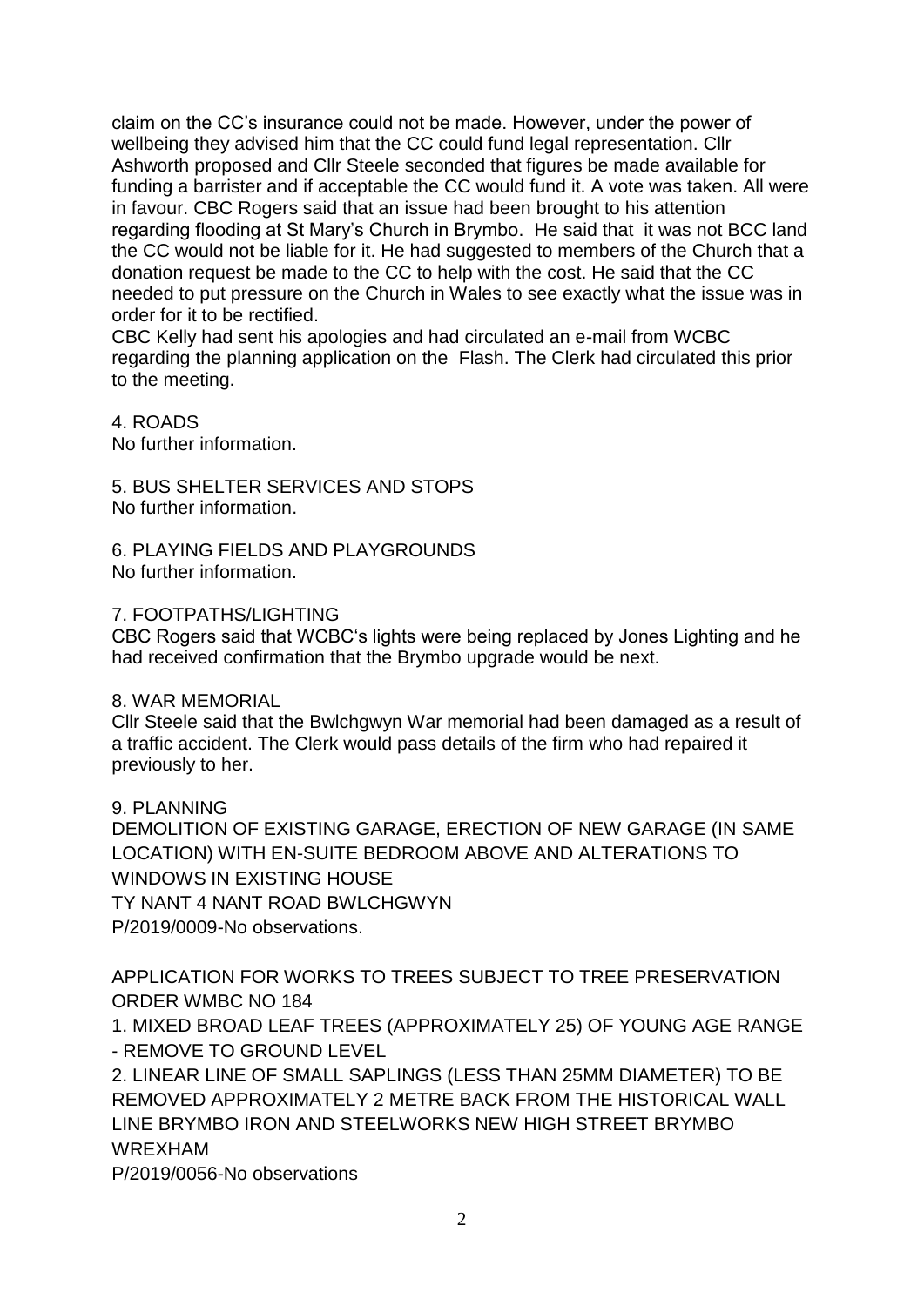claim on the CC's insurance could not be made. However, under the power of wellbeing they advised him that the CC could fund legal representation. Cllr Ashworth proposed and Cllr Steele seconded that figures be made available for funding a barrister and if acceptable the CC would fund it. A vote was taken. All were in favour. CBC Rogers said that an issue had been brought to his attention regarding flooding at St Mary's Church in Brymbo. He said that it was not BCC land the CC would not be liable for it. He had suggested to members of the Church that a donation request be made to the CC to help with the cost. He said that the CC needed to put pressure on the Church in Wales to see exactly what the issue was in order for it to be rectified.

CBC Kelly had sent his apologies and had circulated an e-mail from WCBC regarding the planning application on the Flash. The Clerk had circulated this prior to the meeting.

4. ROADS

No further information.

5. BUS SHELTER SERVICES AND STOPS

No further information.

6. PLAYING FIELDS AND PLAYGROUNDS

No further information.

7. FOOTPATHS/LIGHTING

CBC Rogers said that WCBC's lights were being replaced by Jones Lighting and he had received confirmation that the Brymbo upgrade would be next.

8. WAR MEMORIAL

Cllr Steele said that the Bwlchgwyn War memorial had been damaged as a result of a traffic accident. The Clerk would pass details of the firm who had repaired it previously to her.

9. PLANNING

DEMOLITION OF EXISTING GARAGE, ERECTION OF NEW GARAGE (IN SAME LOCATION) WITH EN-SUITE BEDROOM ABOVE AND ALTERATIONS TO WINDOWS IN EXISTING HOUSE

TY NANT 4 NANT ROAD BWLCHGWYN

P/2019/0009-No observations.

APPLICATION FOR WORKS TO TREES SUBJECT TO TREE PRESERVATION ORDER WMBC NO 184

1. MIXED BROAD LEAF TREES (APPROXIMATELY 25) OF YOUNG AGE RANGE - REMOVE TO GROUND LEVEL

2. LINEAR LINE OF SMALL SAPLINGS (LESS THAN 25MM DIAMETER) TO BE REMOVED APPROXIMATELY 2 METRE BACK FROM THE HISTORICAL WALL LINE BRYMBO IRON AND STEELWORKS NEW HIGH STREET BRYMBO WREXHAM

P/2019/0056-No observations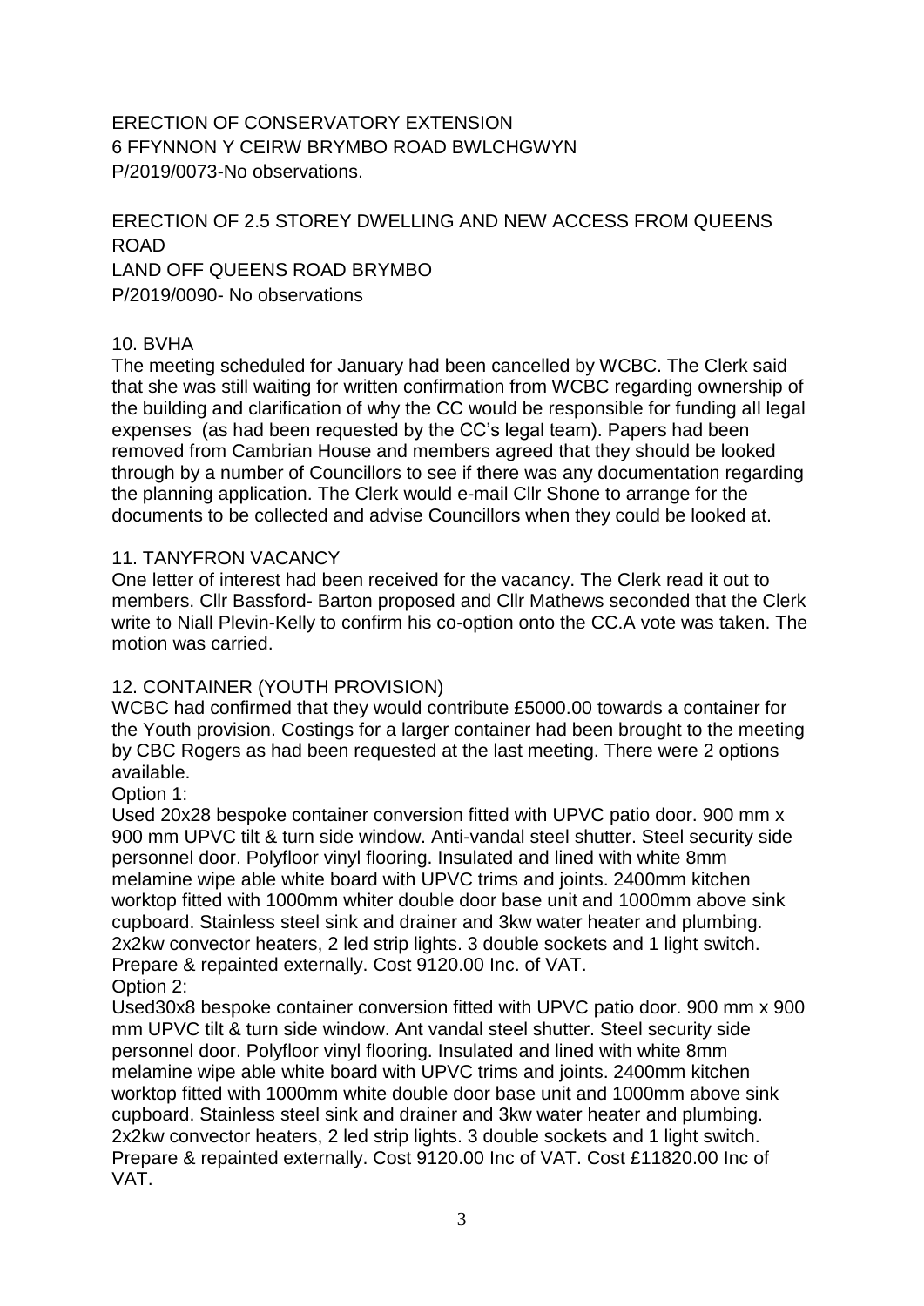ERECTION OF CONSERVATORY EXTENSION
6 FFYNNON Y CEIRW BRYMBO ROAD BWLCHGWYN
P/2019/0073-No observations.

ERECTION OF 2.5 STOREY DWELLING AND NEW ACCESS FROM QUEENS ROAD
LAND OFF QUEENS ROAD BRYMBO
P/2019/0090- No observations

10. BVHA

The meeting scheduled for January had been cancelled by WCBC. The Clerk said that she was still waiting for written confirmation from WCBC regarding ownership of the building and clarification of why the CC would be responsible for funding all legal expenses (as had been requested by the CC's legal team). Papers had been removed from Cambrian House and members agreed that they should be looked through by a number of Councillors to see if there was any documentation regarding the planning application. The Clerk would e-mail Cllr Shone to arrange for the documents to be collected and advise Councillors when they could be looked at.

11. TANYFRON VACANCY

One letter of interest had been received for the vacancy. The Clerk read it out to members. Cllr Bassford- Barton proposed and Cllr Mathews seconded that the Clerk write to Niall Plevin-Kelly to confirm his co-option onto the CC.A vote was taken. The motion was carried.

12. CONTAINER (YOUTH PROVISION)

WCBC had confirmed that they would contribute £5000.00 towards a container for the Youth provision. Costings for a larger container had been brought to the meeting by CBC Rogers as had been requested at the last meeting. There were 2 options available.

Option 1:

Used 20x28 bespoke container conversion fitted with UPVC patio door. 900 mm x 900 mm UPVC tilt & turn side window. Anti-vandal steel shutter. Steel security side personnel door. Polyfloor vinyl flooring. Insulated and lined with white 8mm melamine wipe able white board with UPVC trims and joints. 2400mm kitchen worktop fitted with 1000mm whiter double door base unit and 1000mm above sink cupboard. Stainless steel sink and drainer and 3kw water heater and plumbing. 2x2kw convector heaters, 2 led strip lights. 3 double sockets and 1 light switch. Prepare & repainted externally. Cost 9120.00 Inc. of VAT.

Option 2:

Used30x8 bespoke container conversion fitted with UPVC patio door. 900 mm x 900 mm UPVC tilt & turn side window. Ant vandal steel shutter. Steel security side personnel door. Polyfloor vinyl flooring. Insulated and lined with white 8mm melamine wipe able white board with UPVC trims and joints. 2400mm kitchen worktop fitted with 1000mm white double door base unit and 1000mm above sink cupboard. Stainless steel sink and drainer and 3kw water heater and plumbing. 2x2kw convector heaters, 2 led strip lights. 3 double sockets and 1 light switch. Prepare & repainted externally. Cost 9120.00 Inc of VAT. Cost £11820.00 Inc of VAT.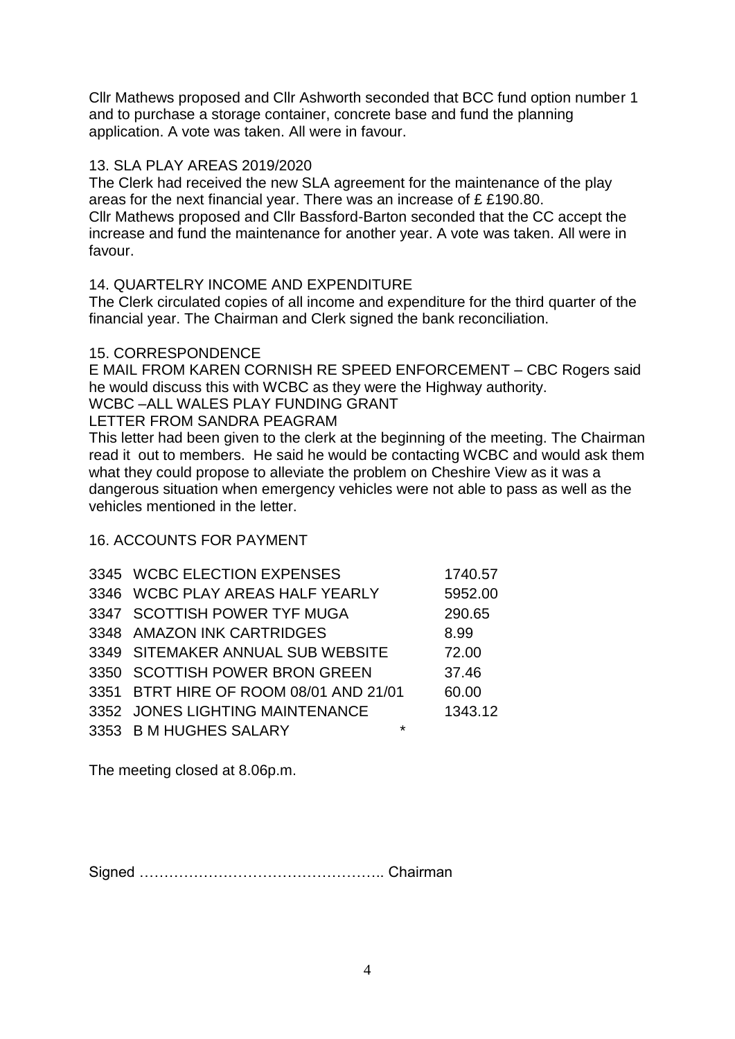Cllr Mathews proposed and Cllr Ashworth seconded that BCC fund option number 1 and to purchase a storage container, concrete base and fund the planning application. A vote was taken. All were in favour.

13. SLA PLAY AREAS 2019/2020

The Clerk had received the new SLA agreement for the maintenance of the play areas for the next financial year. There was an increase of £ £190.80.
Cllr Mathews proposed and Cllr Bassford-Barton seconded that the CC accept the increase and fund the maintenance for another year. A vote was taken. All were in favour.

14. QUARTELRY INCOME AND EXPENDITURE

The Clerk circulated copies of all income and expenditure for the third quarter of the financial year. The Chairman and Clerk signed the bank reconciliation.

15. CORRESPONDENCE

E MAIL FROM KAREN CORNISH RE SPEED ENFORCEMENT – CBC Rogers said he would discuss this with WCBC as they were the Highway authority.
WCBC –ALL WALES PLAY FUNDING GRANT
LETTER FROM SANDRA PEAGRAM
This letter had been given to the clerk at the beginning of the meeting. The Chairman read it out to members. He said he would be contacting WCBC and would ask them what they could propose to alleviate the problem on Cheshire View as it was a dangerous situation when emergency vehicles were not able to pass as well as the vehicles mentioned in the letter.

16. ACCOUNTS FOR PAYMENT

| | | |
|---|---|---|
| 3345 | WCBC ELECTION EXPENSES | 1740.57 |
| 3346 | WCBC PLAY AREAS HALF YEARLY | 5952.00 |
| 3347 | SCOTTISH POWER TYF MUGA | 290.65 |
| 3348 | AMAZON INK CARTRIDGES | 8.99 |
| 3349 | SITEMAKER ANNUAL SUB WEBSITE | 72.00 |
| 3350 | SCOTTISH POWER BRON GREEN | 37.46 |
| 3351 | BTRT HIRE OF ROOM 08/01 AND 21/01 | 60.00 |
| 3352 | JONES LIGHTING MAINTENANCE | 1343.12 |
| 3353 | B M HUGHES SALARY * | |

The meeting closed at 8.06p.m.

Signed ………………………………………….. Chairman